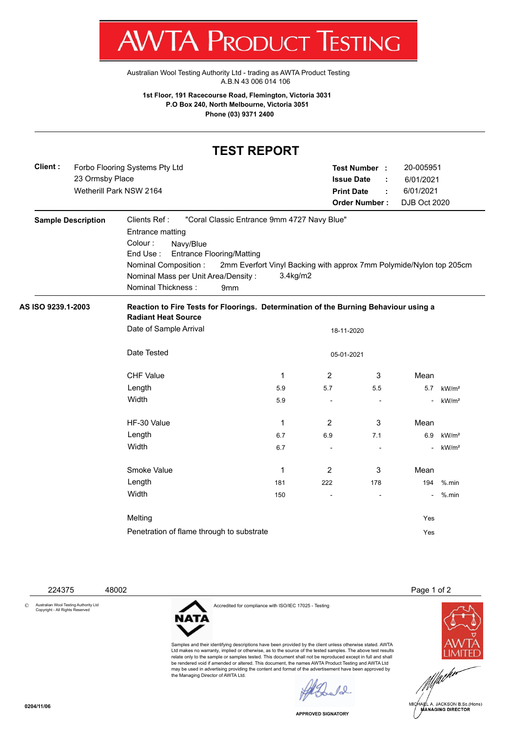# AWTA PRODUCT TESTING

Australian Wool Testing Authority Ltd - trading as AWTA Product Testing
A.B.N 43 006 014 106

**1st Floor, 191 Racecourse Road, Flemington, Victoria 3031**
**P.O Box 240, North Melbourne, Victoria 3051**
**Phone (03) 9371 2400**

## TEST REPORT

**Client :** Forbo Flooring Systems Pty Ltd
23 Ormsby Place
Wetherill Park NSW 2164

**Test Number :** 20-005951
**Issue Date :** 6/01/2021
**Print Date :** 6/01/2021
**Order Number :** DJB Oct 2020

**Sample Description**

Clients Ref : "Coral Classic Entrance 9mm 4727 Navy Blue"
Entrance matting
Colour : Navy/Blue
End Use : Entrance Flooring/Matting
Nominal Composition : 2mm Everfort Vinyl Backing with approx 7mm Polymide/Nylon top 205cm
Nominal Mass per Unit Area/Density : 3.4kg/m2
Nominal Thickness : 9mm

**AS ISO 9239.1-2003**

**Reaction to Fire Tests for Floorings. Determination of the Burning Behaviour using a Radiant Heat Source**

Date of Sample Arrival: 18-11-2020

Date Tested: 05-01-2021

| CHF Value | 1 | 2 | 3 | Mean | |
|---|---|---|---|---|---|
| Length | 5.9 | 5.7 | 5.5 | 5.7 | kW/m² |
| Width | 5.9 | - | - | - | kW/m² |

| HF-30 Value | 1 | 2 | 3 | Mean | |
|---|---|---|---|---|---|
| Length | 6.7 | 6.9 | 7.1 | 6.9 | kW/m² |
| Width | 6.7 | - | - | - | kW/m² |

| Smoke Value | 1 | 2 | 3 | Mean | |
|---|---|---|---|---|---|
| Length | 181 | 222 | 178 | 194 | %.min |
| Width | 150 | - | - | - | %.min |

Melting: Yes

Penetration of flame through to substrate: Yes

224375 48002

© Australian Wool Testing Authority Ltd
Copyright - All Rights Reserved

Accredited for compliance with ISO/IEC 17025 - Testing

Samples and their identifying descriptions have been provided by the client unless otherwise stated. AWTA Ltd makes no warranty, implied or otherwise, as to the source of the tested samples. The above test results relate only to the sample or samples tested. This document shall not be reproduced except in full and shall be rendered void if amended or altered. This document, the names AWTA Product Testing and AWTA Ltd may be used in advertising providing the content and format of the advertisement have been approved by the Managing Director of AWTA Ltd.

APPROVED SIGNATORY

MICHAEL A. JACKSON B.Sc.(Hons)
MANAGING DIRECTOR

0204/11/06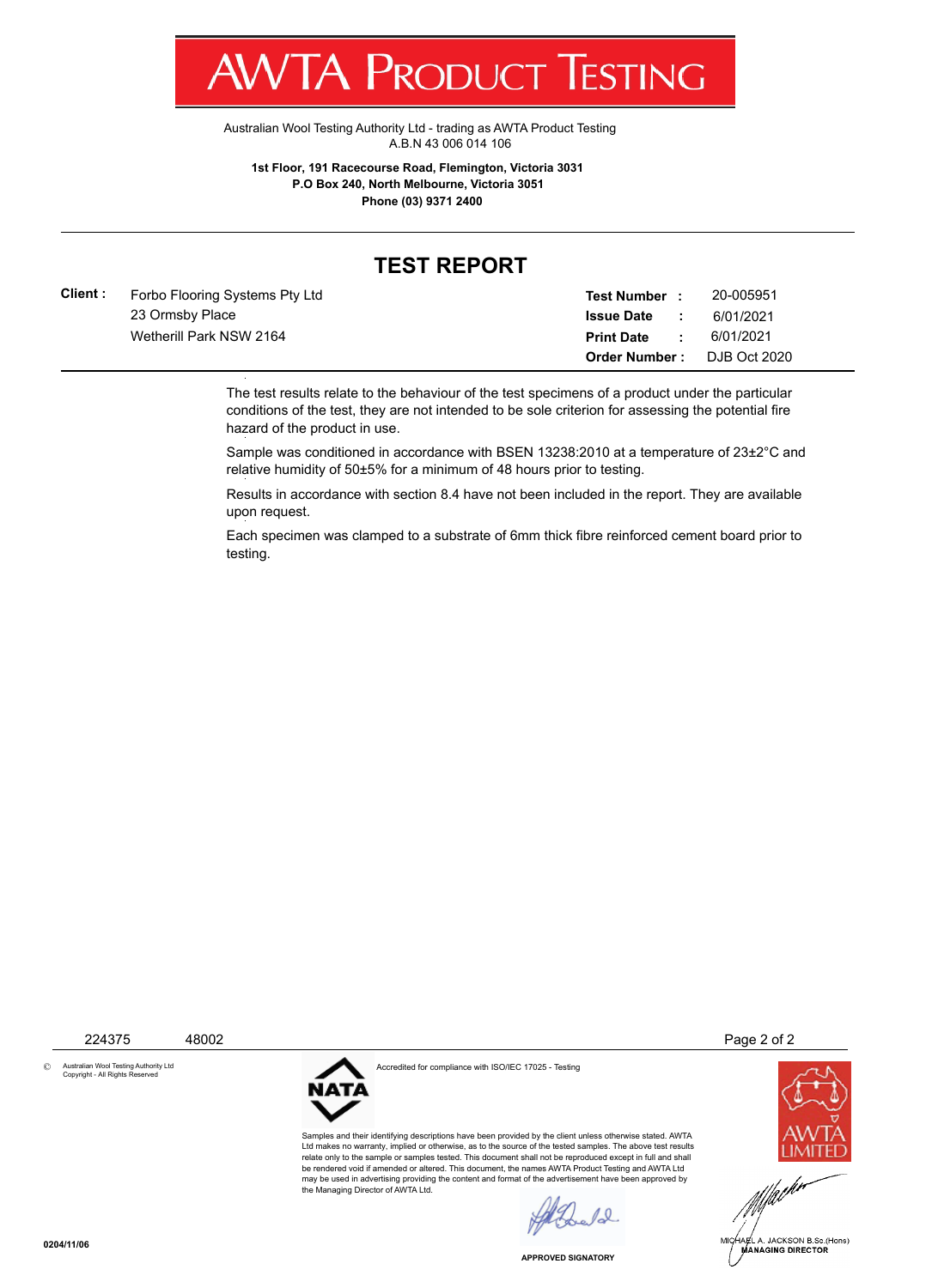# AWTA PRODUCT TESTING

Australian Wool Testing Authority Ltd - trading as AWTA Product Testing
A.B.N 43 006 014 106

**1st Floor, 191 Racecourse Road, Flemington, Victoria 3031**
**P.O Box 240, North Melbourne, Victoria 3051**
**Phone (03) 9371 2400**

## TEST REPORT

| | | | |
|---|---|---|---|
| **Client :** | Forbo Flooring Systems Pty Ltd | **Test Number :** | 20-005951 |
| | 23 Ormsby Place | **Issue Date :** | 6/01/2021 |
| | Wetherill Park NSW 2164 | **Print Date :** | 6/01/2021 |
| | | **Order Number :** | DJB Oct 2020 |

The test results relate to the behaviour of the test specimens of a product under the particular conditions of the test, they are not intended to be sole criterion for assessing the potential fire hazard of the product in use.

Sample was conditioned in accordance with BSEN 13238:2010 at a temperature of 23±2°C and relative humidity of 50±5% for a minimum of 48 hours prior to testing.

Results in accordance with section 8.4 have not been included in the report. They are available upon request.

Each specimen was clamped to a substrate of 6mm thick fibre reinforced cement board prior to testing.

224375 48002

© Australian Wool Testing Authority Ltd
Copyright - All Rights Reserved

Accredited for compliance with ISO/IEC 17025 - Testing

Samples and their identifying descriptions have been provided by the client unless otherwise stated. AWTA Ltd makes no warranty, implied or otherwise, as to the source of the tested samples. The above test results relate only to the sample or samples tested. This document shall not be reproduced except in full and shall be rendered void if amended or altered. This document, the names AWTA Product Testing and AWTA Ltd may be used in advertising providing the content and format of the advertisement have been approved by the Managing Director of AWTA Ltd.

APPROVED SIGNATORY

MICHAEL A. JACKSON B.Sc.(Hons)
MANAGING DIRECTOR

0204/11/06